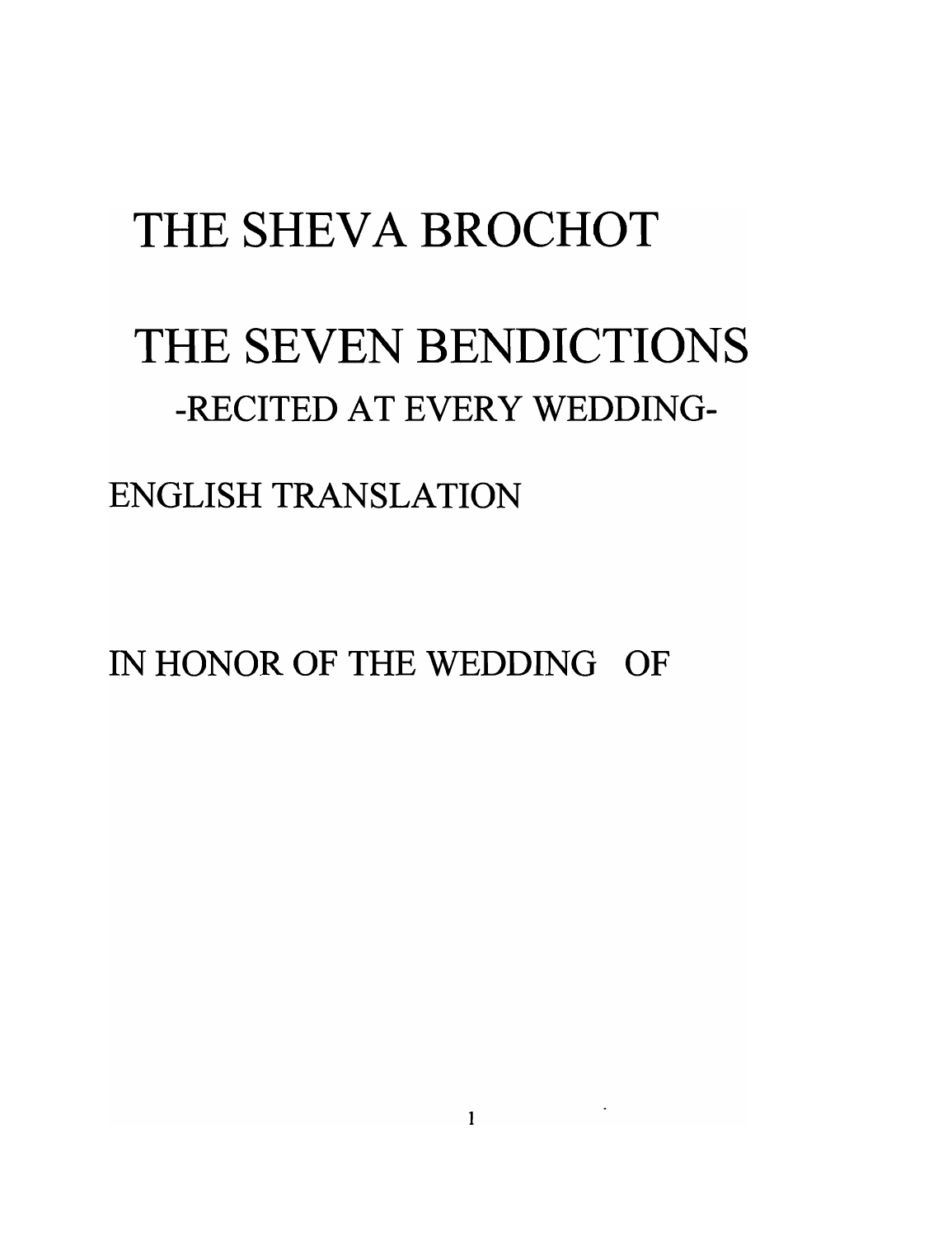# THE SHEVA BROCHOT

# THE SEVEN BENDICTIONS

## -RECITED AT EVERY WEDDING-

ENGLISH TRANSLATION

IN HONOR OF THE WEDDING OF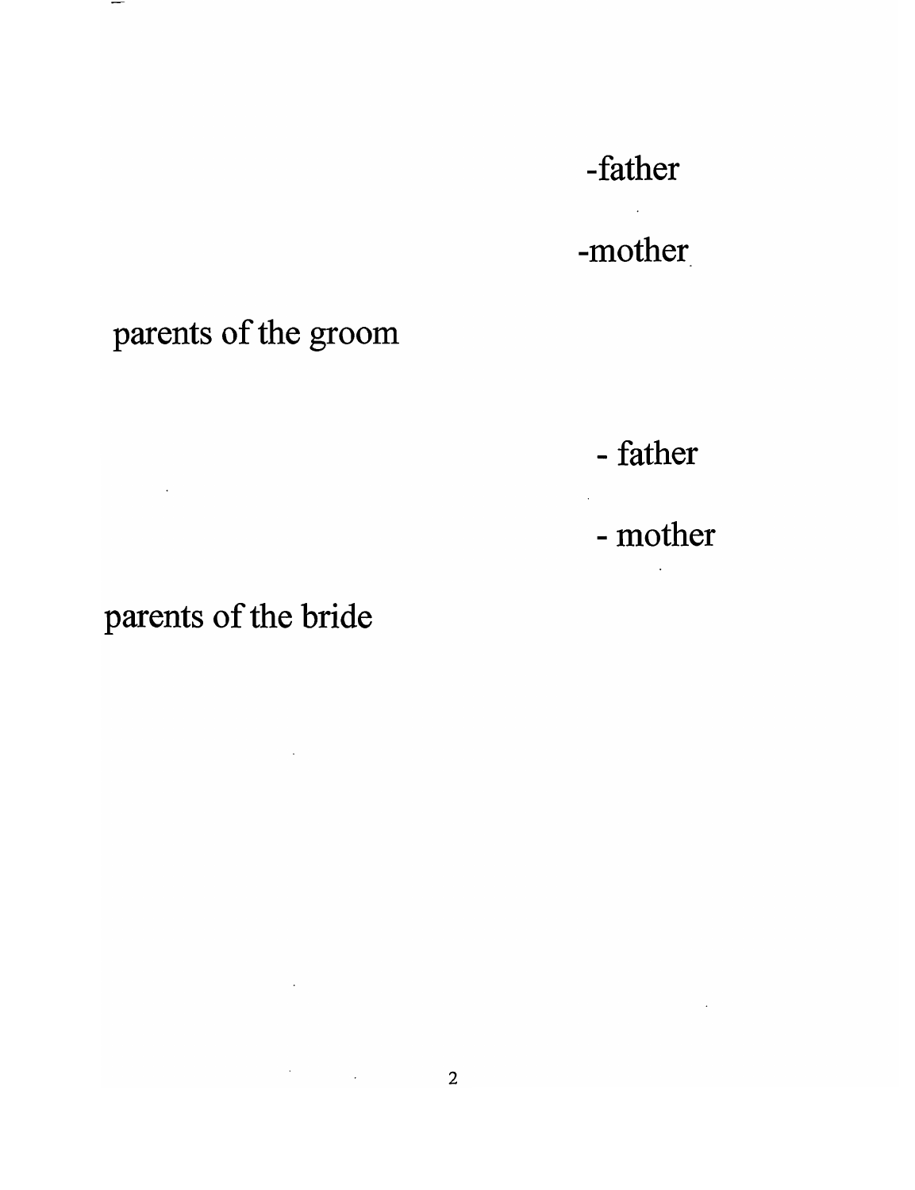-father

-mother

parents of the groom

- father

- mother

parents of the bride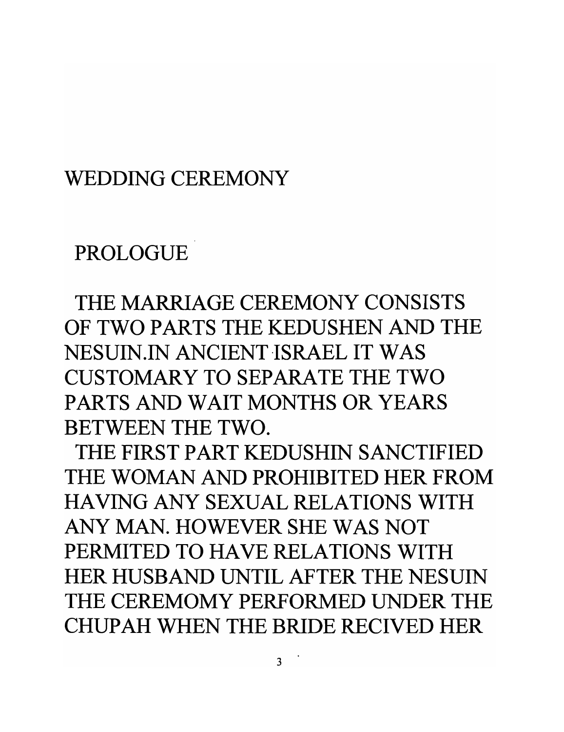# WEDDING CEREMONY

## PROLOGUE

THE MARRIAGE CEREMONY CONSISTS OF TWO PARTS THE KEDUSHEN AND THE NESUIN.IN ANCIENT ISRAEL IT WAS CUSTOMARY TO SEPARATE THE TWO PARTS AND WAIT MONTHS OR YEARS BETWEEN THE TWO.

THE FIRST PART KEDUSHIN SANCTIFIED THE WOMAN AND PROHIBITED HER FROM HAVING ANY SEXUAL RELATIONS WITH ANY MAN. HOWEVER SHE WAS NOT PERMITED TO HAVE RELATIONS WITH HER HUSBAND UNTIL AFTER THE NESUIN THE CEREMOMY PERFORMED UNDER THE CHUPAH WHEN THE BRIDE RECIVED HER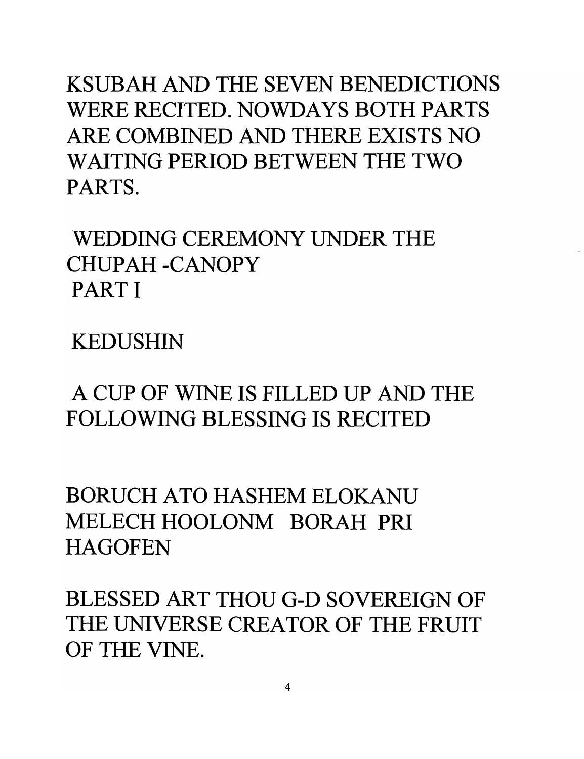KSUBAH AND THE SEVEN BENEDICTIONS WERE RECITED. NOWDAYS BOTH PARTS ARE COMBINED AND THERE EXISTS NO WAITING PERIOD BETWEEN THE TWO PARTS.

## WEDDING CEREMONY UNDER THE CHUPAH -CANOPY PART I

## KEDUSHIN

A CUP OF WINE IS FILLED UP AND THE FOLLOWING BLESSING IS RECITED

BORUCH ATO HASHEM ELOKANU MELECH HOOLONM BORAH PRI HAGOFEN

BLESSED ART THOU G-D SOVEREIGN OF THE UNIVERSE CREATOR OF THE FRUIT OF THE VINE.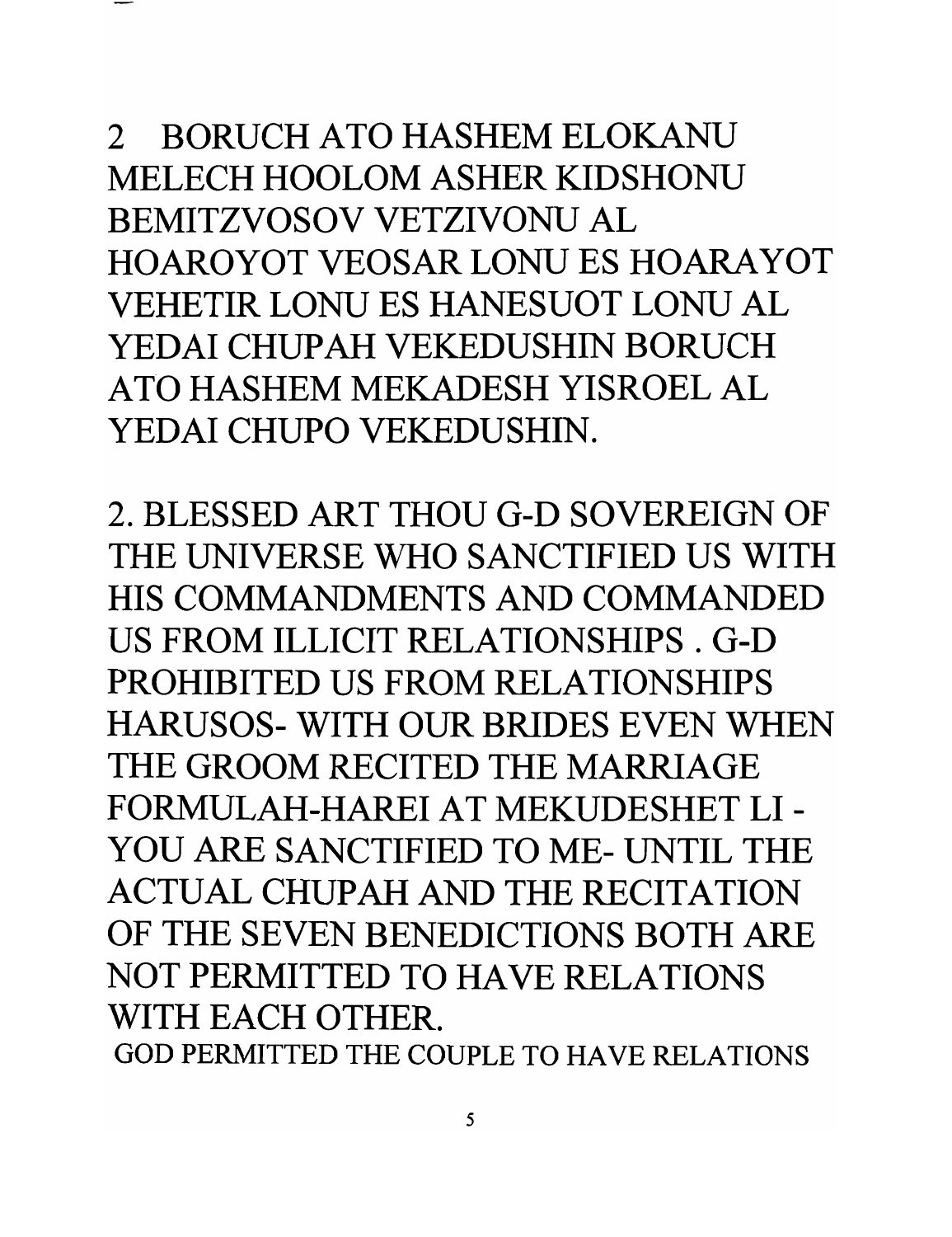2 BORUCH ATO HASHEM ELOKANU MELECH HOOLOM ASHER KIDSHONU BEMITZVOSOV VETZIVONU AL HOAROYOT VEOSAR LONU ES HOARAYOT VEHETIR LONU ES HANESUOT LONU AL YEDAI CHUPAH VEKEDUSHIN BORUCH ATO HASHEM MEKADESH YISROEL AL YEDAI CHUPO VEKEDUSHIN.

2. BLESSED ART THOU G-D SOVEREIGN OF THE UNIVERSE WHO SANCTIFIED US WITH HIS COMMANDMENTS AND COMMANDED US FROM ILLICIT RELATIONSHIPS . G-D PROHIBITED US FROM RELATIONSHIPS HARUSOS- WITH OUR BRIDES EVEN WHEN THE GROOM RECITED THE MARRIAGE FORMULAH-HAREI AT MEKUDESHET LI - YOU ARE SANCTIFIED TO ME- UNTIL THE ACTUAL CHUPAH AND THE RECITATION OF THE SEVEN BENEDICTIONS BOTH ARE NOT PERMITTED TO HAVE RELATIONS WITH EACH OTHER.

GOD PERMITTED THE COUPLE TO HAVE RELATIONS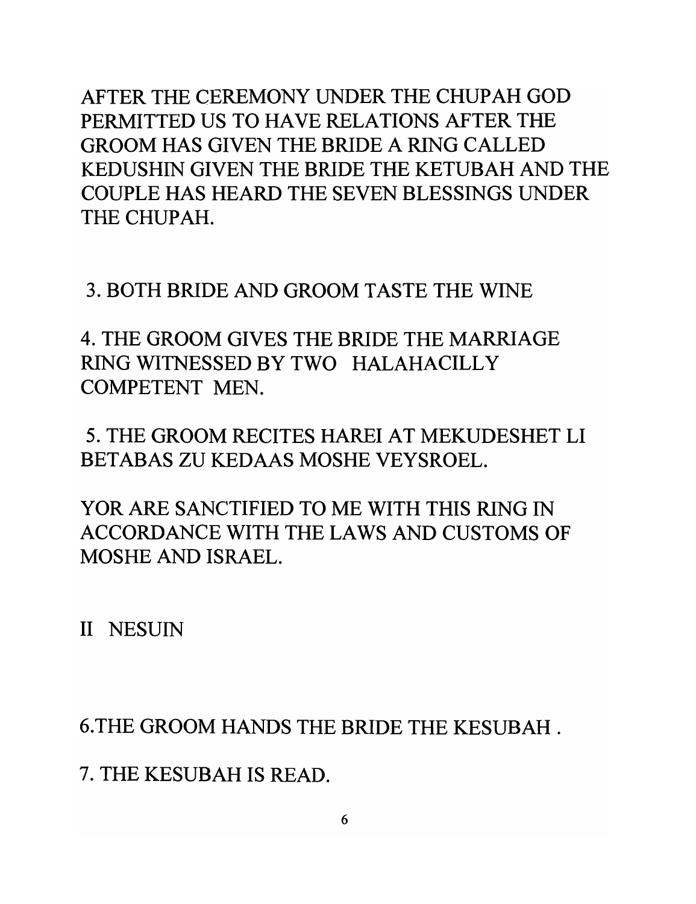AFTER THE CEREMONY UNDER THE CHUPAH GOD PERMITTED US TO HAVE RELATIONS AFTER THE GROOM HAS GIVEN THE BRIDE A RING CALLED KEDUSHIN GIVEN THE BRIDE THE KETUBAH AND THE COUPLE HAS HEARD THE SEVEN BLESSINGS UNDER THE CHUPAH.

3. BOTH BRIDE AND GROOM TASTE THE WINE

4. THE GROOM GIVES THE BRIDE THE MARRIAGE RING WITNESSED BY TWO HALAHACILLY COMPETENT MEN.

5. THE GROOM RECITES HAREI AT MEKUDESHET LI BETABAS ZU KEDAAS MOSHE VEYSROEL.

YOR ARE SANCTIFIED TO ME WITH THIS RING IN ACCORDANCE WITH THE LAWS AND CUSTOMS OF MOSHE AND ISRAEL.

## II NESUIN

6. THE GROOM HANDS THE BRIDE THE KESUBAH .

7. THE KESUBAH IS READ.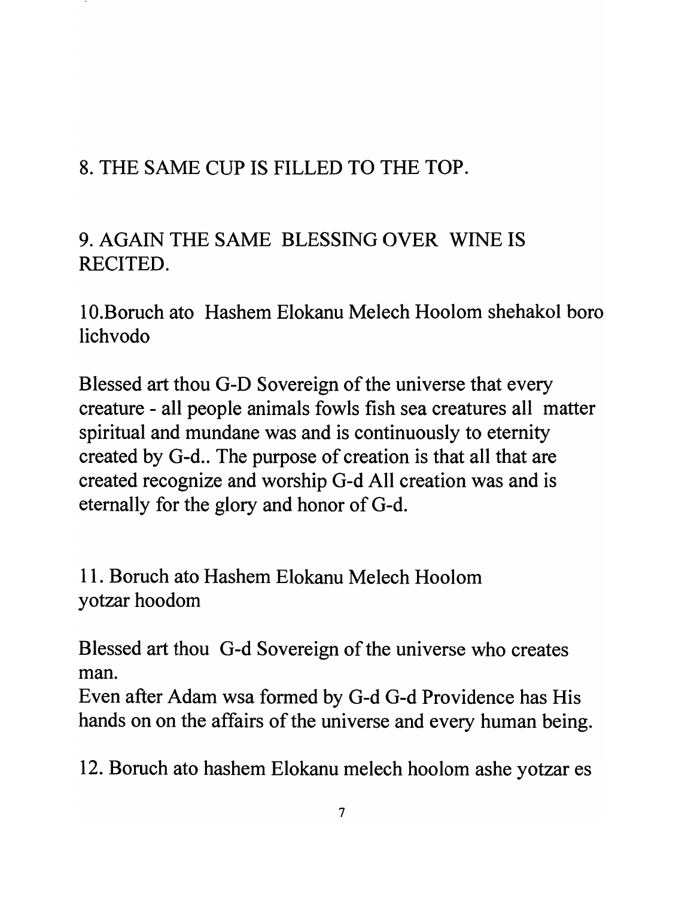8. THE SAME CUP IS FILLED TO THE TOP.

9. AGAIN THE SAME BLESSING OVER WINE IS RECITED.

10.Boruch ato Hashem Elokanu Melech Hoolom shehakol boro lichvodo

Blessed art thou G-D Sovereign of the universe that every creature - all people animals fowls fish sea creatures all matter spiritual and mundane was and is continuously to eternity created by G-d.. The purpose of creation is that all that are created recognize and worship G-d All creation was and is eternally for the glory and honor of G-d.

11. Boruch ato Hashem Elokanu Melech Hoolom yotzar hoodom

Blessed art thou G-d Sovereign of the universe who creates man.

Even after Adam wsa formed by G-d G-d Providence has His hands on on the affairs of the universe and every human being.

12. Boruch ato hashem Elokanu melech hoolom ashe yotzar es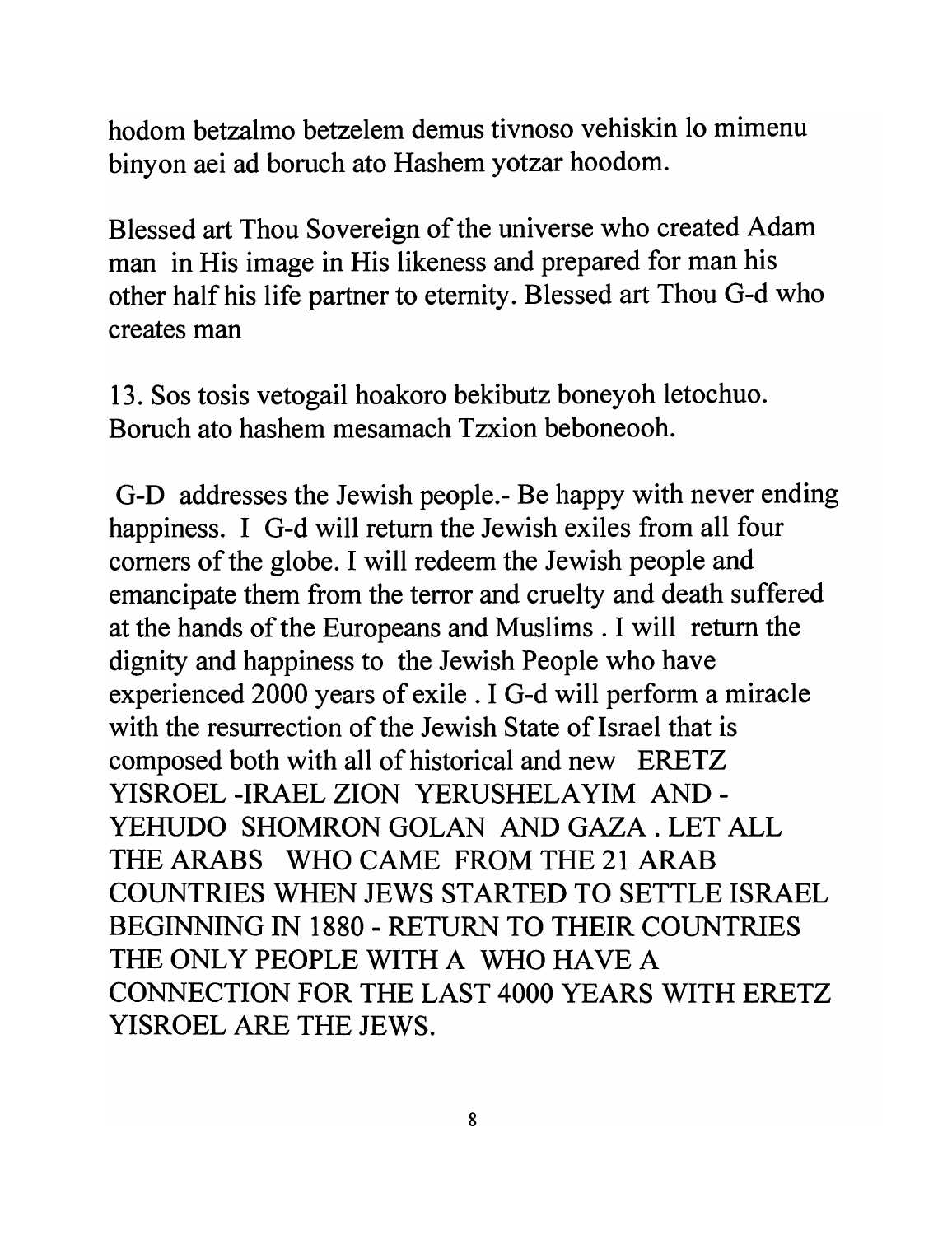hodom betzalmo betzelem demus tivnoso vehiskin lo mimenu binyon aei ad boruch ato Hashem yotzar hoodom.

Blessed art Thou Sovereign of the universe who created Adam man in His image in His likeness and prepared for man his other half his life partner to eternity. Blessed art Thou G-d who creates man

13. Sos tosis vetogail hoakoro bekibutz boneyoh letochuo. Boruch ato hashem mesamach Tzxion beboneooh.

G-D addresses the Jewish people.- Be happy with never ending happiness. I G-d will return the Jewish exiles from all four corners of the globe. I will redeem the Jewish people and emancipate them from the terror and cruelty and death suffered at the hands of the Europeans and Muslims . I will return the dignity and happiness to the Jewish People who have experienced 2000 years of exile . I G-d will perform a miracle with the resurrection of the Jewish State of Israel that is composed both with all of historical and new ERETZ YISROEL -IRAEL ZION YERUSHELAYIM AND - YEHUDO SHOMRON GOLAN AND GAZA . LET ALL THE ARABS WHO CAME FROM THE 21 ARAB COUNTRIES WHEN JEWS STARTED TO SETTLE ISRAEL BEGINNING IN 1880 - RETURN TO THEIR COUNTRIES THE ONLY PEOPLE WITH A WHO HAVE A CONNECTION FOR THE LAST 4000 YEARS WITH ERETZ YISROEL ARE THE JEWS.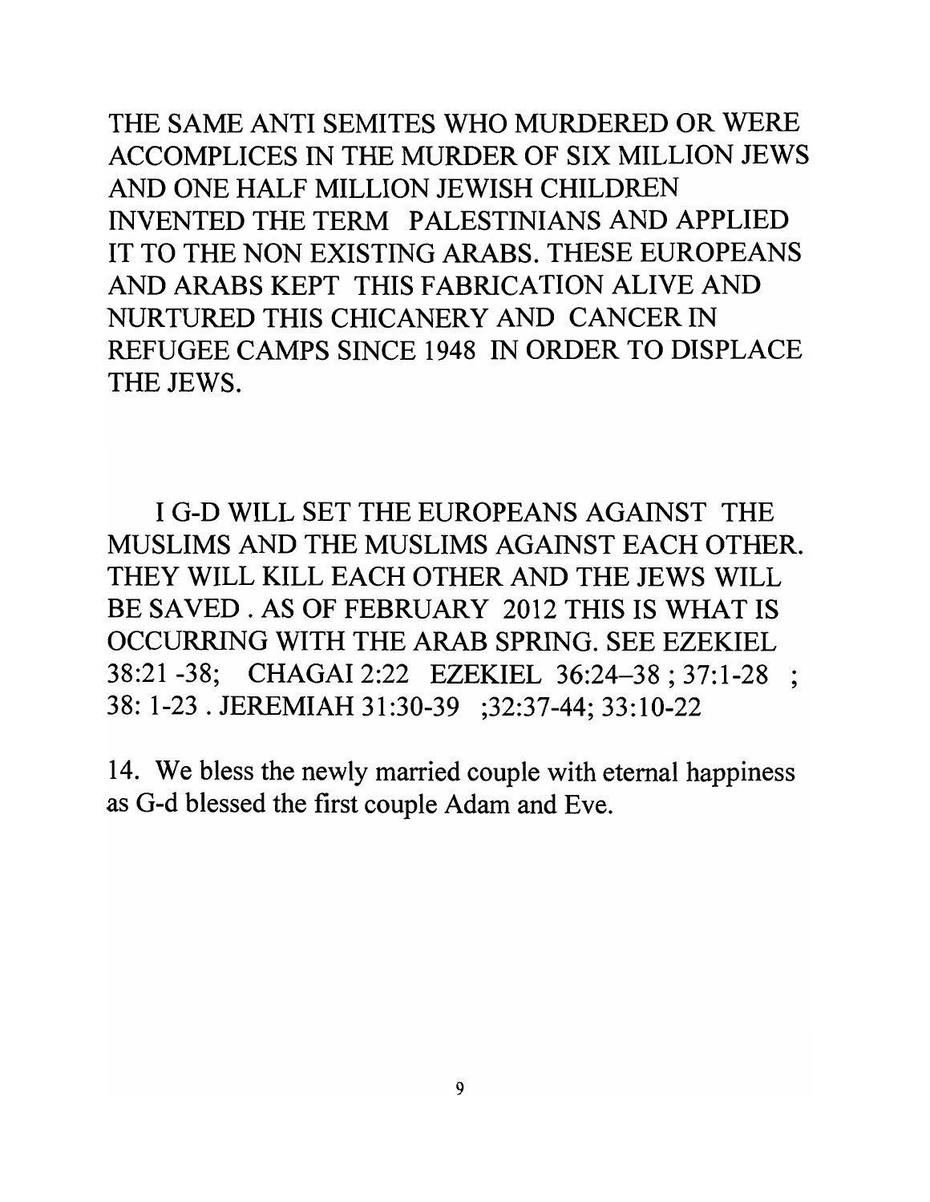THE SAME ANTI SEMITES WHO MURDERED OR WERE ACCOMPLICES IN THE MURDER OF SIX MILLION JEWS AND ONE HALF MILLION JEWISH CHILDREN INVENTED THE TERM PALESTINIANS AND APPLIED IT TO THE NON EXISTING ARABS. THESE EUROPEANS AND ARABS KEPT THIS FABRICATION ALIVE AND NURTURED THIS CHICANERY AND CANCER IN REFUGEE CAMPS SINCE 1948 IN ORDER TO DISPLACE THE JEWS.

I G-D WILL SET THE EUROPEANS AGAINST THE MUSLIMS AND THE MUSLIMS AGAINST EACH OTHER. THEY WILL KILL EACH OTHER AND THE JEWS WILL BE SAVED . AS OF FEBRUARY 2012 THIS IS WHAT IS OCCURRING WITH THE ARAB SPRING. SEE EZEKIEL 38:21 -38; CHAGAI 2:22 EZEKIEL 36:24–38 ; 37:1-28 ; 38: 1-23 . JEREMIAH 31:30-39 ;32:37-44; 33:10-22

14. We bless the newly married couple with eternal happiness as G-d blessed the first couple Adam and Eve.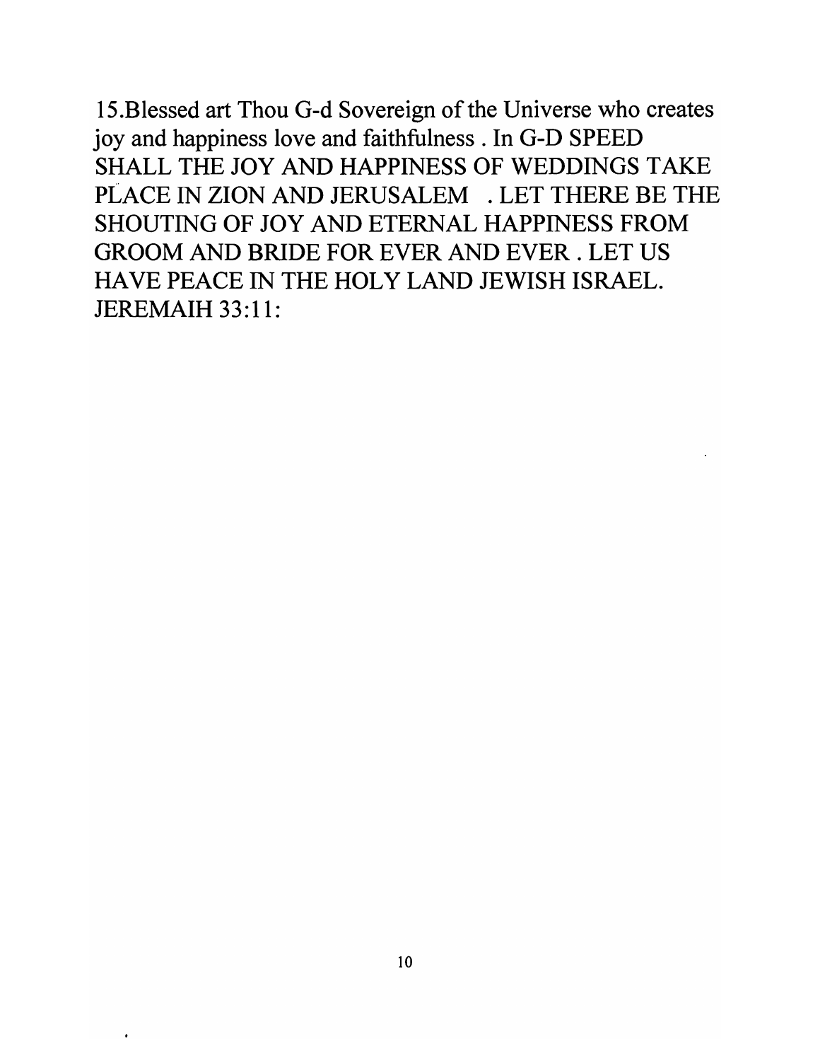15.Blessed art Thou G-d Sovereign of the Universe who creates joy and happiness love and faithfulness . In G-D SPEED SHALL THE JOY AND HAPPINESS OF WEDDINGS TAKE PLACE IN ZION AND JERUSALEM . LET THERE BE THE SHOUTING OF JOY AND ETERNAL HAPPINESS FROM GROOM AND BRIDE FOR EVER AND EVER . LET US HAVE PEACE IN THE HOLY LAND JEWISH ISRAEL. JEREMAIH 33:11: